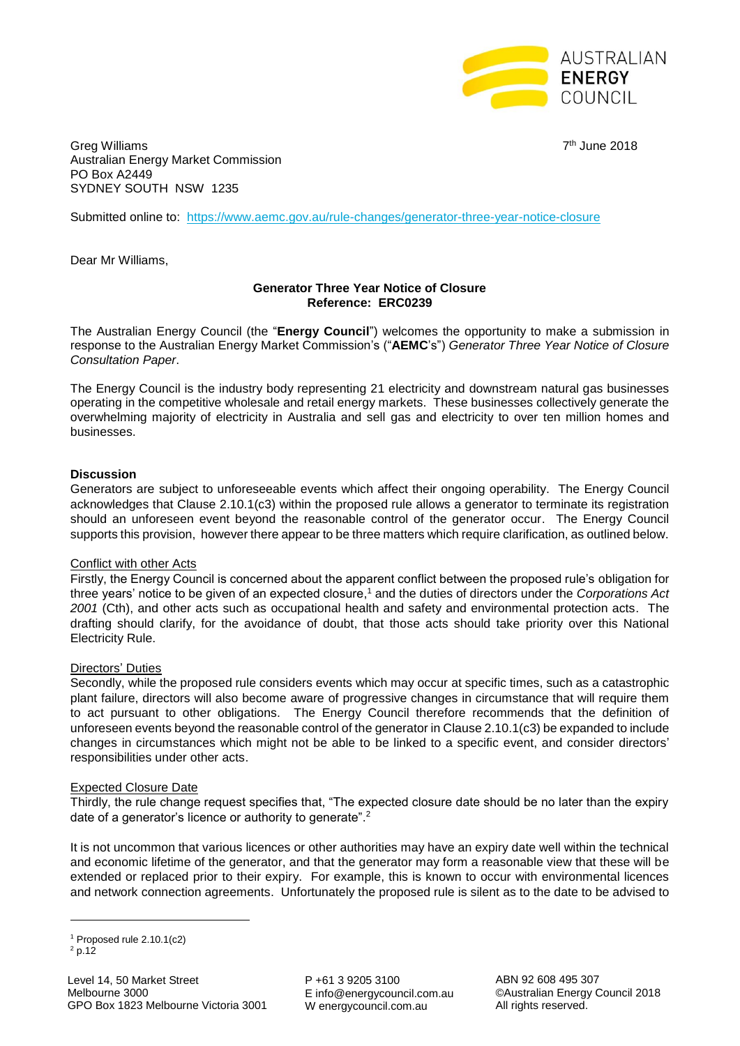AUSTRALIAN **ENERGY** COUNCIL

Greg Williams
Australian Energy Market Commission
PO Box A2449
SYDNEY SOUTH NSW 1235

7th June 2018

Submitted online to: https://www.aemc.gov.au/rule-changes/generator-three-year-notice-closure

Dear Mr Williams,

**Generator Three Year Notice of Closure**
**Reference: ERC0239**

The Australian Energy Council (the "**Energy Council**") welcomes the opportunity to make a submission in response to the Australian Energy Market Commission's ("**AEMC**'s") *Generator Three Year Notice of Closure Consultation Paper*.

The Energy Council is the industry body representing 21 electricity and downstream natural gas businesses operating in the competitive wholesale and retail energy markets. These businesses collectively generate the overwhelming majority of electricity in Australia and sell gas and electricity to over ten million homes and businesses.

**Discussion**

Generators are subject to unforeseeable events which affect their ongoing operability. The Energy Council acknowledges that Clause 2.10.1(c3) within the proposed rule allows a generator to terminate its registration should an unforeseen event beyond the reasonable control of the generator occur. The Energy Council supports this provision, however there appear to be three matters which require clarification, as outlined below.

Conflict with other Acts

Firstly, the Energy Council is concerned about the apparent conflict between the proposed rule's obligation for three years' notice to be given of an expected closure,[1] and the duties of directors under the *Corporations Act 2001* (Cth), and other acts such as occupational health and safety and environmental protection acts. The drafting should clarify, for the avoidance of doubt, that those acts should take priority over this National Electricity Rule.

Directors' Duties

Secondly, while the proposed rule considers events which may occur at specific times, such as a catastrophic plant failure, directors will also become aware of progressive changes in circumstance that will require them to act pursuant to other obligations. The Energy Council therefore recommends that the definition of unforeseen events beyond the reasonable control of the generator in Clause 2.10.1(c3) be expanded to include changes in circumstances which might not be able to be linked to a specific event, and consider directors' responsibilities under other acts.

Expected Closure Date

Thirdly, the rule change request specifies that, "The expected closure date should be no later than the expiry date of a generator's licence or authority to generate".[2]

It is not uncommon that various licences or other authorities may have an expiry date well within the technical and economic lifetime of the generator, and that the generator may form a reasonable view that these will be extended or replaced prior to their expiry. For example, this is known to occur with environmental licences and network connection agreements. Unfortunately the proposed rule is silent as to the date to be advised to

[1] Proposed rule 2.10.1(c2)
[2] p.12

Level 14, 50 Market Street
Melbourne 3000
GPO Box 1823 Melbourne Victoria 3001

P +61 3 9205 3100
E info@energycouncil.com.au
W energycouncil.com.au

ABN 92 608 495 307
©Australian Energy Council 2018
All rights reserved.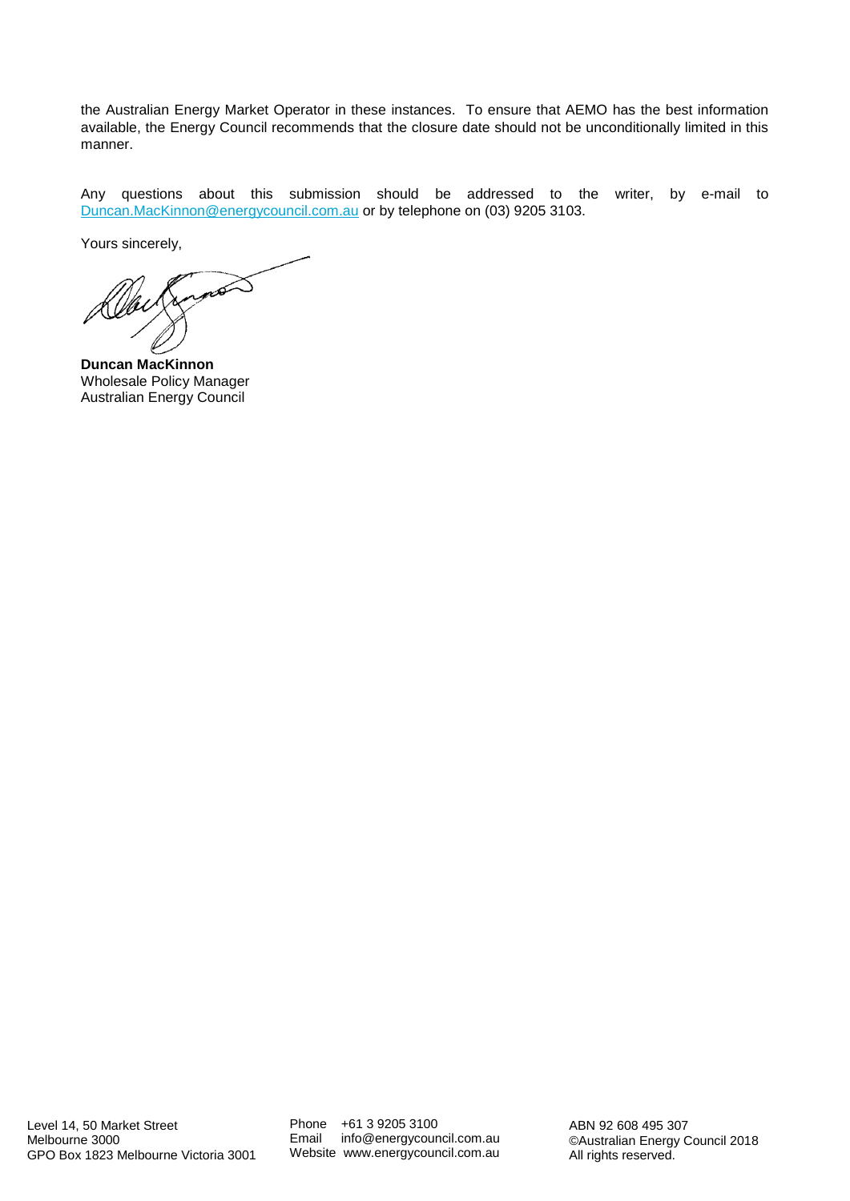the Australian Energy Market Operator in these instances. To ensure that AEMO has the best information available, the Energy Council recommends that the closure date should not be unconditionally limited in this manner.

Any questions about this submission should be addressed to the writer, by e-mail to Duncan.MacKinnon@energycouncil.com.au or by telephone on (03) 9205 3103.

Yours sincerely,

**Duncan MacKinnon**
Wholesale Policy Manager
Australian Energy Council

Level 14, 50 Market Street
Melbourne 3000
GPO Box 1823 Melbourne Victoria 3001

Phone +61 3 9205 3100
Email info@energycouncil.com.au
Website www.energycouncil.com.au

ABN 92 608 495 307
©Australian Energy Council 2018
All rights reserved.